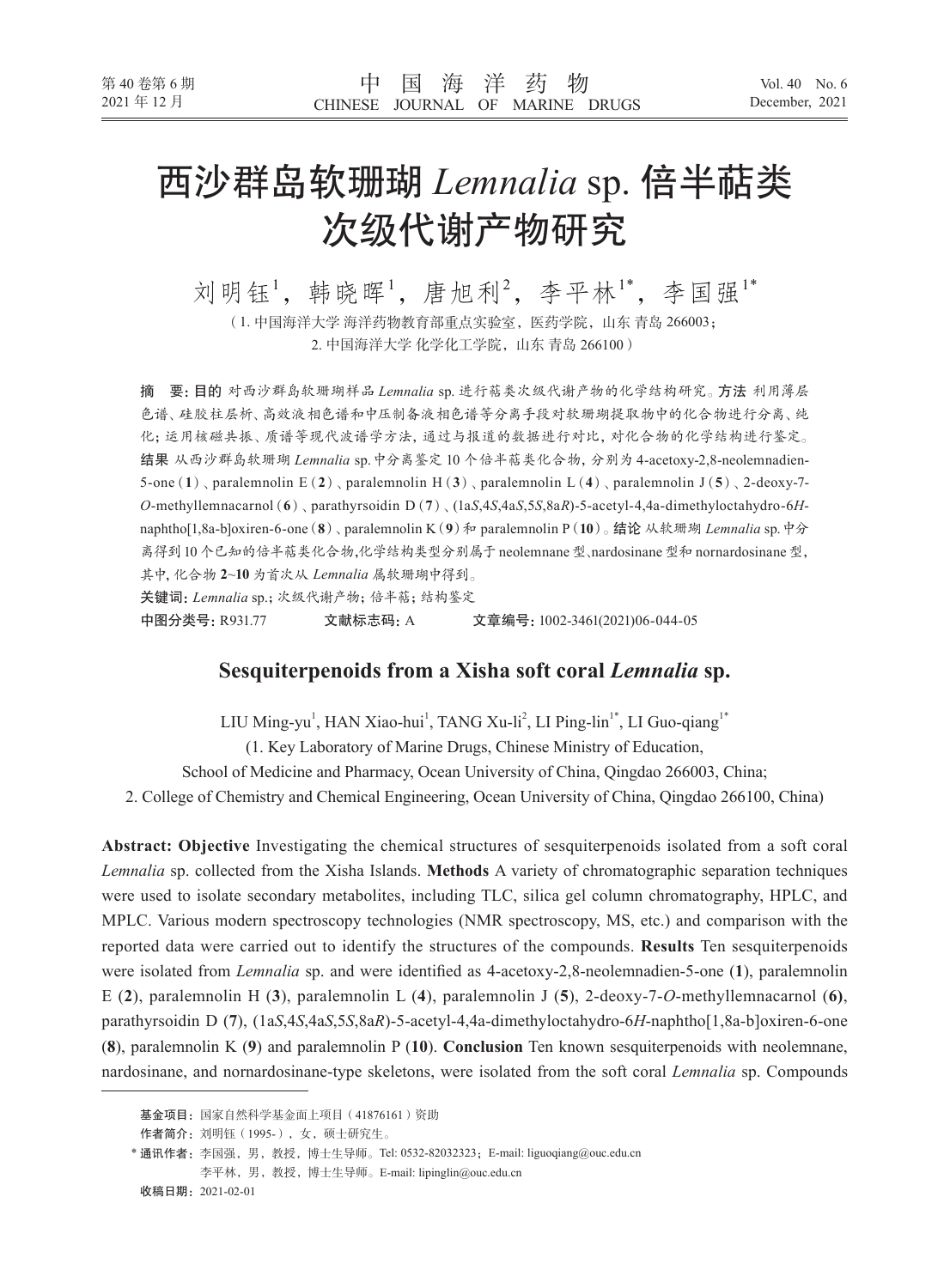# 西沙群岛软珊瑚 *Lemnalia* sp. 倍半萜类次级代谢产物研究

刘明钰[1]，韩晓晖[1]，唐旭利[2]，李平林[1*]，李国强[1*]

（1. 中国海洋大学 海洋药物教育部重点实验室，医药学院，山东 青岛 266003；
2. 中国海洋大学 化学化工学院，山东 青岛 266100）

**摘　要：目的** 对西沙群岛软珊瑚样品 *Lemnalia* sp. 进行萜类次级代谢产物的化学结构研究。**方法** 利用薄层色谱、硅胶柱层析、高效液相色谱和中压制备液相色谱等分离手段对软珊瑚提取物中的化合物进行分离、纯化；运用核磁共振、质谱等现代波谱学方法，通过与报道的数据进行对比，对化合物的化学结构进行鉴定。**结果** 从西沙群岛软珊瑚 *Lemnalia* sp. 中分离鉴定 10 个倍半萜类化合物，分别为 4-acetoxy-2,8-neolemnadien-5-one（**1**）、paralemnolin E（**2**）、paralemnolin H（**3**）、paralemnolin L（**4**）、paralemnolin J（**5**）、2-deoxy-7-*O*-methyllemnacarnol（**6**）、parathyrsoidin D（**7**）、(1a*S*,4*S*,4a*S*,5*S*,8a*R*)-5-acetyl-4,4a-dimethyloctahydro-6*H*-naphtho[1,8a-b]oxiren-6-one（**8**）、paralemnolin K（**9**）和 paralemnolin P（**10**）。**结论** 从软珊瑚 *Lemnalia* sp. 中分离得到 10 个已知的倍半萜类化合物，化学结构类型分别属于 neolemnane 型、nardosinane 型和 nornardosinane 型，其中，化合物 **2**~**10** 为首次从 *Lemnalia* 属软珊瑚中得到。

**关键词：** *Lemnalia* sp.；次级代谢产物；倍半萜；结构鉴定

**中图分类号：** R931.77　　**文献标志码：** A　　**文章编号：** 1002-3461(2021)06-044-05

## Sesquiterpenoids from a Xisha soft coral *Lemnalia* sp.

LIU Ming-yu[1], HAN Xiao-hui[1], TANG Xu-li[2], LI Ping-lin[1*], LI Guo-qiang[1*]

(1. Key Laboratory of Marine Drugs, Chinese Ministry of Education,
School of Medicine and Pharmacy, Ocean University of China, Qingdao 266003, China;
2. College of Chemistry and Chemical Engineering, Ocean University of China, Qingdao 266100, China)

**Abstract: Objective** Investigating the chemical structures of sesquiterpenoids isolated from a soft coral *Lemnalia* sp. collected from the Xisha Islands. **Methods** A variety of chromatographic separation techniques were used to isolate secondary metabolites, including TLC, silica gel column chromatography, HPLC, and MPLC. Various modern spectroscopy technologies (NMR spectroscopy, MS, etc.) and comparison with the reported data were carried out to identify the structures of the compounds. **Results** Ten sesquiterpenoids were isolated from *Lemnalia* sp. and were identified as 4-acetoxy-2,8-neolemnadien-5-one (**1**), paralemnolin E (**2**), paralemnolin H (**3**), paralemnolin L (**4**), paralemnolin J (**5**), 2-deoxy-7-*O*-methyllemnacarnol (**6**), parathyrsoidin D (**7**), (1a*S*,4*S*,4a*S*,5*S*,8a*R*)-5-acetyl-4,4a-dimethyloctahydro-6*H*-naphtho[1,8a-b]oxiren-6-one (**8**), paralemnolin K (**9**) and paralemnolin P (**10**). **Conclusion** Ten known sesquiterpenoids with neolemnane, nardosinane, and nornardosinane-type skeletons, were isolated from the soft coral *Lemnalia* sp. Compounds

---

**基金项目：** 国家自然科学基金面上项目（41876161）资助

**作者简介：** 刘明钰（1995-），女，硕士研究生。

**\*通讯作者：** 李国强，男，教授，博士生导师。Tel: 0532-82032323；E-mail: liguoqiang@ouc.edu.cn
李平林，男，教授，博士生导师。E-mail: lipinglin@ouc.edu.cn

**收稿日期：** 2021-02-01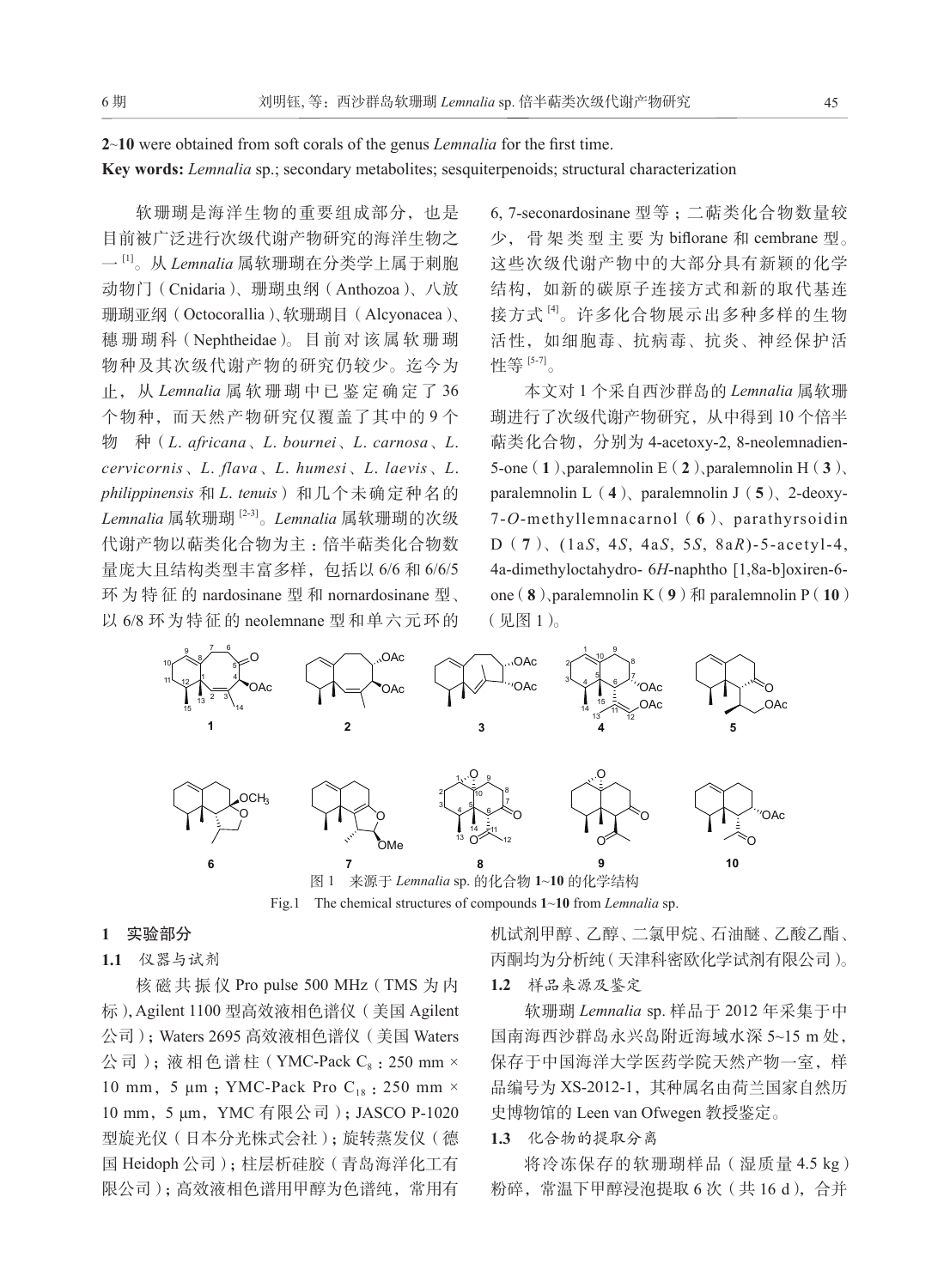**2**~**10** were obtained from soft corals of the genus *Lemnalia* for the first time.

**Key words:** *Lemnalia* sp.; secondary metabolites; sesquiterpenoids; structural characterization

软珊瑚是海洋生物的重要组成部分，也是目前被广泛进行次级代谢产物研究的海洋生物之一[1]。从 *Lemnalia* 属软珊瑚在分类学上属于刺胞动物门（Cnidaria）、珊瑚虫纲（Anthozoa）、八放珊瑚亚纲（Octocorallia）、软珊瑚目（Alcyonacea）、穗珊瑚科（Nephtheidae）。目前对该属软珊瑚物种及其次级代谢产物的研究仍较少。迄今为止，从 *Lemnalia* 属软珊瑚中已鉴定确定了 36 个物种，而天然产物研究仅覆盖了其中的 9 个物种（*L. africana*、*L. bournei*、*L. carnosa*、*L. cervicornis*、*L. flava*、*L. humesi*、*L. laevis*、*L. philippinensis* 和 *L. tenuis*）和几个未确定种名的 *Lemnalia* 属软珊瑚[2-3]。*Lemnalia* 属软珊瑚的次级代谢产物以萜类化合物为主：倍半萜类化合物数量庞大且结构类型丰富多样，包括以 6/6 和 6/6/5 环为特征的 nardosinane 型和 nornardosinane 型、以 6/8 环为特征的 neolemnane 型和单六元环的 6, 7-seconardosinane 型等；二萜类化合物数量较少，骨架类型主要为 biflorane 和 cembrane 型。这些次级代谢产物中的大部分具有新颖的化学结构，如新的碳原子连接方式和新的取代基连接方式[4]。许多化合物展示出多种多样的生物活性，如细胞毒、抗病毒、抗炎、神经保护活性等[5-7]。

本文对 1 个采自西沙群岛的 *Lemnalia* 属软珊瑚进行了次级代谢产物研究，从中得到 10 个倍半萜类化合物，分别为 4-acetoxy-2, 8-neolemnadien-5-one（**1**）、paralemnolin E（**2**）、paralemnolin H（**3**）、paralemnolin L（**4**）、paralemnolin J（**5**）、2-deoxy-7-*O*-methyllemnacarnol（**6**）、parathyrsoidin D（**7**）、(1a*S*, 4*S*, 4a*S*, 5*S*, 8a*R*)-5-acetyl-4, 4a-dimethyloctahydro-6*H*-naphtho [1,8a-b]oxiren-6-one（**8**）、paralemnolin K（**9**）和 paralemnolin P（**10**）（见图 1）。

图 1　来源于 *Lemnalia* sp. 的化合物 **1**~**10** 的化学结构

Fig.1　The chemical structures of compounds **1**~**10** from *Lemnalia* sp.

## 1　实验部分

### 1.1　仪器与试剂

核磁共振仪 Pro pulse 500 MHz（TMS 为内标），Agilent 1100 型高效液相色谱仪（美国 Agilent 公司）；Waters 2695 高效液相色谱仪（美国 Waters 公司）；液相色谱柱（YMC-Pack $C_8$：250 mm × 10 mm，5 μm；YMC-Pack Pro $C_{18}$：250 mm × 10 mm，5 μm，YMC 有限公司）；JASCO P-1020 型旋光仪（日本分光株式会社）；旋转蒸发仪（德国 Heidoph 公司）；柱层析硅胶（青岛海洋化工有限公司）；高效液相色谱用甲醇为色谱纯，常用有机试剂甲醇、乙醇、二氯甲烷、石油醚、乙酸乙酯、丙酮均为分析纯（天津科密欧化学试剂有限公司）。

### 1.2　样品来源及鉴定

软珊瑚 *Lemnalia* sp. 样品于 2012 年采集于中国南海西沙群岛永兴岛附近海域水深 5~15 m 处，保存于中国海洋大学医药学院天然产物一室，样品编号为 XS-2012-1，其种属名由荷兰国家自然历史博物馆的 Leen van Ofwegen 教授鉴定。

### 1.3　化合物的提取分离

将冷冻保存的软珊瑚样品（湿质量 4.5 kg）粉碎，常温下甲醇浸泡提取 6 次（共 16 d），合并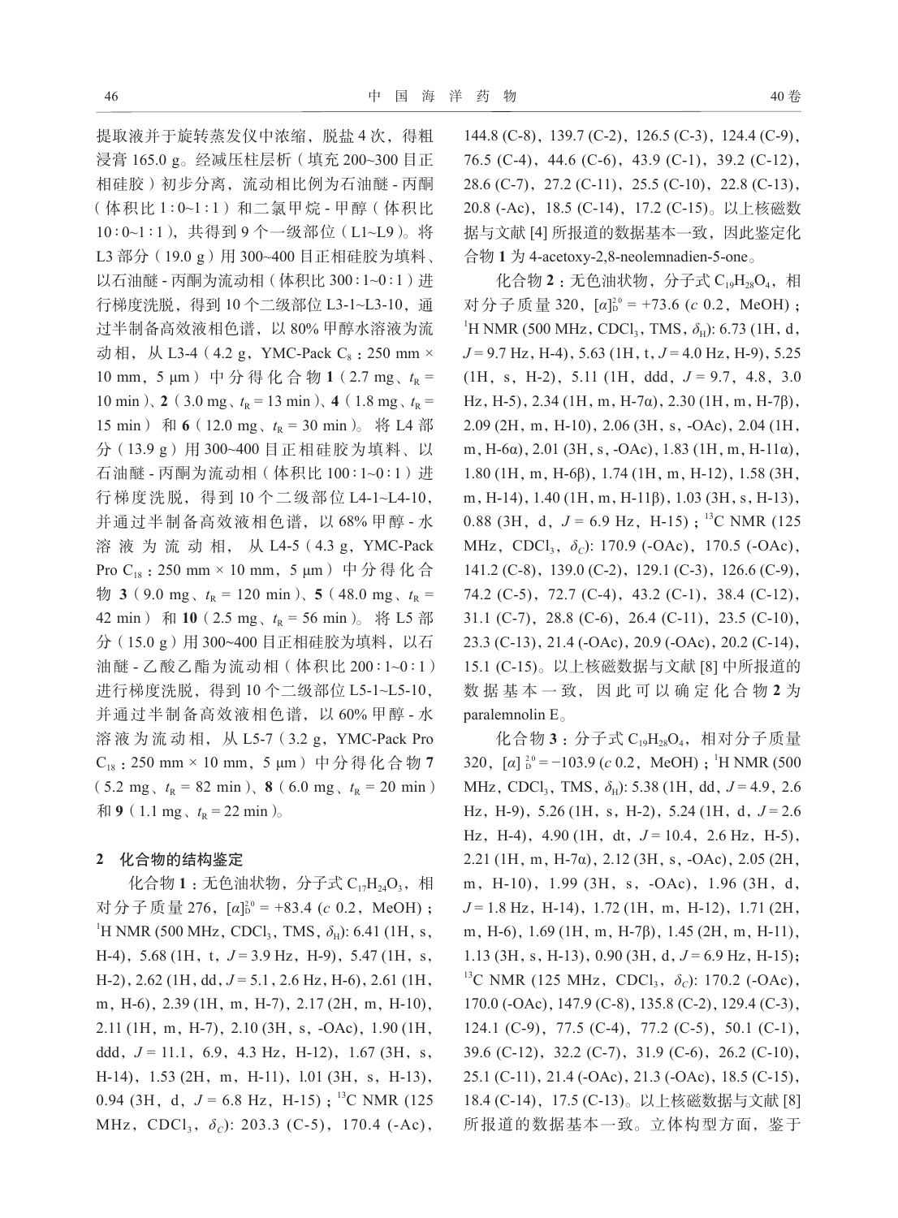提取液并于旋转蒸发仪中浓缩，脱盐 4 次，得粗浸膏 165.0 g。经减压柱层析（填充 200~300 目正相硅胶）初步分离，流动相比例为石油醚 - 丙酮（体积比 1∶0~1∶1）和二氯甲烷 - 甲醇（体积比 10∶0~1∶1），共得到 9 个一级部位（L1~L9）。将 L3 部分（19.0 g）用 300~400 目正相硅胶为填料、以石油醚 - 丙酮为流动相（体积比 300∶1~0∶1）进行梯度洗脱，得到 10 个二级部位 L3-1~L3-10，通过半制备高效液相色谱，以 80% 甲醇水溶液为流动相，从 L3-4（4.2 g，YMC-Pack $C_8$：250 mm × 10 mm，5 μm）中分得化合物 **1**（2.7 mg、$t_R$ = 10 min）、**2**（3.0 mg、$t_R$ = 13 min）、**4**（1.8 mg、$t_R$ = 15 min）和 **6**（12.0 mg、$t_R$ = 30 min）。将 L4 部分（13.9 g）用 300~400 目正相硅胶为填料、以石油醚 - 丙酮为流动相（体积比 100∶1~0∶1）进行梯度洗脱，得到 10 个二级部位 L4-1~L4-10，并通过半制备高效液相色谱，以 68% 甲醇 - 水溶液为流动相，从 L4-5（4.3 g，YMC-Pack Pro $C_{18}$：250 mm × 10 mm，5 μm）中分得化合物 **3**（9.0 mg、$t_R$ = 120 min）、**5**（48.0 mg、$t_R$ = 42 min）和 **10**（2.5 mg、$t_R$ = 56 min）。将 L5 部分（15.0 g）用 300~400 目正相硅胶为填料，以石油醚 - 乙酸乙酯为流动相（体积比 200∶1~0∶1）进行梯度洗脱，得到 10 个二级部位 L5-1~L5-10，并通过半制备高效液相色谱，以 60% 甲醇 - 水溶液为流动相，从 L5-7（3.2 g，YMC-Pack Pro $C_{18}$：250 mm × 10 mm，5 μm）中分得化合物 **7**（5.2 mg、$t_R$ = 82 min）、**8**（6.0 mg、$t_R$ = 20 min）和 **9**（1.1 mg、$t_R$ = 22 min）。

## 2 化合物的结构鉴定

化合物 **1**：无色油状物，分子式 $C_{17}H_{24}O_3$，相对分子质量 276，$[\alpha]_D^{20}$ = +83.4 (*c* 0.2，MeOH)；$^1$H NMR (500 MHz，$CDCl_3$，TMS，$\delta_H$): 6.41 (1H，s，H-4)，5.68 (1H，t，*J* = 3.9 Hz，H-9)，5.47 (1H，s，H-2)，2.62 (1H，dd，*J* = 5.1，2.6 Hz，H-6)，2.61 (1H，m，H-6)，2.39 (1H，m，H-7)，2.17 (2H，m，H-10)，2.11 (1H，m，H-7)，2.10 (3H，s，-OAc)，1.90 (1H，ddd，*J* = 11.1，6.9，4.3 Hz，H-12)，1.67 (3H，s，H-14)，1.53 (2H，m，H-11)，l.01 (3H，s，H-13)，0.94 (3H，d，*J* = 6.8 Hz，H-15)；$^{13}$C NMR (125 MHz，$CDCl_3$，$\delta_C$): 203.3 (C-5)，170.4 (-Ac)，144.8 (C-8)，139.7 (C-2)，126.5 (C-3)，124.4 (C-9)，76.5 (C-4)，44.6 (C-6)，43.9 (C-1)，39.2 (C-12)，28.6 (C-7)，27.2 (C-11)，25.5 (C-10)，22.8 (C-13)，20.8 (-Ac)，18.5 (C-14)，17.2 (C-15)。以上核磁数据与文献 [4] 所报道的数据基本一致，因此鉴定化合物 **1** 为 4-acetoxy-2,8-neolemnadien-5-one。

化合物 **2**：无色油状物，分子式 $C_{19}H_{28}O_4$，相对分子质量 320，$[\alpha]_D^{20}$ = +73.6 (*c* 0.2，MeOH)；$^1$H NMR (500 MHz，$CDCl_3$，TMS，$\delta_H$): 6.73 (1H，d，*J* = 9.7 Hz，H-4)，5.63 (1H，t，*J* = 4.0 Hz，H-9)，5.25 (1H，s，H-2)，5.11 (1H，ddd，*J* = 9.7，4.8，3.0 Hz，H-5)，2.34 (1H，m，H-7α)，2.30 (1H，m，H-7β)，2.09 (2H，m，H-10)，2.06 (3H，s，-OAc)，2.04 (1H，m，H-6α)，2.01 (3H，s，-OAc)，1.83 (1H，m，H-11α)，1.80 (1H，m，H-6β)，1.74 (1H，m，H-12)，1.58 (3H，m，H-14)，1.40 (1H，m，H-11β)，1.03 (3H，s，H-13)，0.88 (3H，d，*J* = 6.9 Hz，H-15)；$^{13}$C NMR (125 MHz，$CDCl_3$，$\delta_C$): 170.9 (-OAc)，170.5 (-OAc)，141.2 (C-8)，139.0 (C-2)，129.1 (C-3)，126.6 (C-9)，74.2 (C-5)，72.7 (C-4)，43.2 (C-1)，38.4 (C-12)，31.1 (C-7)，28.8 (C-6)，26.4 (C-11)，23.5 (C-10)，23.3 (C-13)，21.4 (-OAc)，20.9 (-OAc)，20.2 (C-14)，15.1 (C-15)。以上核磁数据与文献 [8] 中所报道的数据基本一致，因此可以确定化合物 **2** 为 paralemnolin E。

化合物 **3**：分子式 $C_{19}H_{28}O_4$，相对分子质量 320，$[\alpha]_D^{20}$ = −103.9 (*c* 0.2，MeOH)；$^1$H NMR (500 MHz，$CDCl_3$，TMS，$\delta_H$): 5.38 (1H，dd，*J* = 4.9，2.6 Hz，H-9)，5.26 (1H，s，H-2)，5.24 (1H，d，*J* = 2.6 Hz，H-4)，4.90 (1H，dt，*J* = 10.4，2.6 Hz，H-5)，2.21 (1H，m，H-7α)，2.12 (3H，s，-OAc)，2.05 (2H，m，H-10)，1.99 (3H，s，-OAc)，1.96 (3H，d，*J* = 1.8 Hz，H-14)，1.72 (1H，m，H-12)，1.71 (2H，m，H-6)，1.69 (1H，m，H-7β)，1.45 (2H，m，H-11)，1.13 (3H，s，H-13)，0.90 (3H，d，*J* = 6.9 Hz，H-15)；$^{13}$C NMR (125 MHz，$CDCl_3$，$\delta_C$): 170.2 (-OAc)，170.0 (-OAc)，147.9 (C-8)，135.8 (C-2)，129.4 (C-3)，124.1 (C-9)，77.5 (C-4)，77.2 (C-5)，50.1 (C-1)，39.6 (C-12)，32.2 (C-7)，31.9 (C-6)，26.2 (C-10)，25.1 (C-11)，21.4 (-OAc)，21.3 (-OAc)，18.5 (C-15)，18.4 (C-14)，17.5 (C-13)。以上核磁数据与文献 [8] 所报道的数据基本一致。立体构型方面，鉴于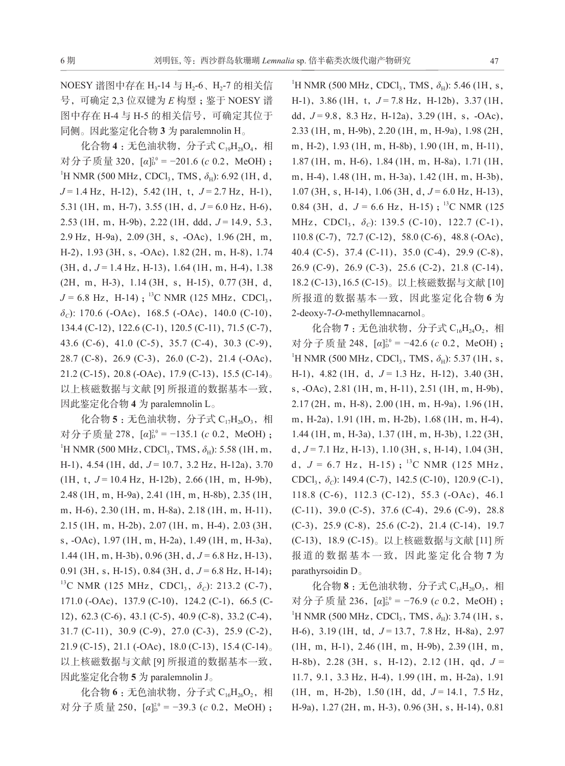NOESY 谱图中存在 $H_3$-14 与 $H_2$-6、$H_2$-7 的相关信号，可确定 2,3 位双键为 *E* 构型；鉴于 NOESY 谱图中存在 H-4 与 H-5 的相关信号，可确定其位于同侧。因此鉴定化合物 **3** 为 paralemnolin H。

化合物 **4**：无色油状物，分子式 $C_{19}H_{28}O_4$，相对分子质量 320，$[\alpha]_D^{20}$ = −201.6 (*c* 0.2, MeOH)；$^1$H NMR (500 MHz, $CDCl_3$, TMS, $\delta_H$): 6.92 (1H, d, *J* = 1.4 Hz, H-12), 5.42 (1H, t, *J* = 2.7 Hz, H-1), 5.31 (1H, m, H-7), 3.55 (1H, d, *J* = 6.0 Hz, H-6), 2.53 (1H, m, H-9b), 2.22 (1H, ddd, *J* = 14.9, 5.3, 2.9 Hz, H-9a), 2.09 (3H, s, -OAc), 1.96 (2H, m, H-2), 1.93 (3H, s, -OAc), 1.82 (2H, m, H-8), 1.74 (3H, d, *J* = 1.4 Hz, H-13), 1.64 (1H, m, H-4), 1.38 (2H, m, H-3), 1.14 (3H, s, H-15), 0.77 (3H, d, *J* = 6.8 Hz, H-14)；$^{13}$C NMR (125 MHz, $CDCl_3$, $\delta_C$): 170.6 (-OAc), 168.5 (-OAc), 140.0 (C-10), 134.4 (C-12), 122.6 (C-1), 120.5 (C-11), 71.5 (C-7), 43.6 (C-6), 41.0 (C-5), 35.7 (C-4), 30.3 (C-9), 28.7 (C-8), 26.9 (C-3), 26.0 (C-2), 21.4 (-OAc), 21.2 (C-15), 20.8 (-OAc), 17.9 (C-13), 15.5 (C-14)。以上核磁数据与文献 [9] 所报道的数据基本一致，因此鉴定化合物 **4** 为 paralemnolin L。

化合物 **5**：无色油状物，分子式 $C_{17}H_{26}O_3$，相对分子质量 278，$[\alpha]_D^{20}$ = −135.1 (*c* 0.2, MeOH)；$^1$H NMR (500 MHz, $CDCl_3$, TMS, $\delta_H$): 5.58 (1H, m, H-1), 4.54 (1H, dd, *J* = 10.7, 3.2 Hz, H-12a), 3.70 (1H, t, *J* = 10.4 Hz, H-12b), 2.66 (1H, m, H-9b), 2.48 (1H, m, H-9a), 2.41 (1H, m, H-8b), 2.35 (1H, m, H-6), 2.30 (1H, m, H-8a), 2.18 (1H, m, H-11), 2.15 (1H, m, H-2b), 2.07 (1H, m, H-4), 2.03 (3H, s, -OAc), 1.97 (1H, m, H-2a), 1.49 (1H, m, H-3a), 1.44 (1H, m, H-3b), 0.96 (3H, d, *J* = 6.8 Hz, H-13), 0.91 (3H, s, H-15), 0.84 (3H, d, *J* = 6.8 Hz, H-14)；$^{13}$C NMR (125 MHz, $CDCl_3$, $\delta_C$): 213.2 (C-7), 171.0 (-OAc), 137.9 (C-10), 124.2 (C-1), 66.5 (C-12), 62.3 (C-6), 43.1 (C-5), 40.9 (C-8), 33.2 (C-4), 31.7 (C-11), 30.9 (C-9), 27.0 (C-3), 25.9 (C-2), 21.9 (C-15), 21.1 (-OAc), 18.0 (C-13), 15.4 (C-14)。以上核磁数据与文献 [9] 所报道的数据基本一致，因此鉴定化合物 **5** 为 paralemnolin J。

化合物 **6**：无色油状物，分子式 $C_{16}H_{26}O_2$，相对分子质量 250，$[\alpha]_D^{20}$ = −39.3 (*c* 0.2, MeOH)；$^1$H NMR (500 MHz, $CDCl_3$, TMS, $\delta_H$): 5.46 (1H, s, H-1), 3.86 (1H, t, *J* = 7.8 Hz, H-12b), 3.37 (1H, dd, *J* = 9.8, 8.3 Hz, H-12a), 3.29 (1H, s, -OAc), 2.33 (1H, m, H-9b), 2.20 (1H, m, H-9a), 1.98 (2H, m, H-2), 1.93 (1H, m, H-8b), 1.90 (1H, m, H-11), 1.87 (1H, m, H-6), 1.84 (1H, m, H-8a), 1.71 (1H, m, H-4), 1.48 (1H, m, H-3a), 1.42 (1H, m, H-3b), 1.07 (3H, s, H-14), 1.06 (3H, d, *J* = 6.0 Hz, H-13), 0.84 (3H, d, *J* = 6.6 Hz, H-15)；$^{13}$C NMR (125 MHz, $CDCl_3$, $\delta_C$): 139.5 (C-10), 122.7 (C-1), 110.8 (C-7), 72.7 (C-12), 58.0 (C-6), 48.8 (-OAc), 40.4 (C-5), 37.4 (C-11), 35.0 (C-4), 29.9 (C-8), 26.9 (C-9), 26.9 (C-3), 25.6 (C-2), 21.8 (C-14), 18.2 (C-13), 16.5 (C-15)。以上核磁数据与文献 [10] 所报道的数据基本一致，因此鉴定化合物 **6** 为 2-deoxy-7-*O*-methyllemnacarnol。

化合物 **7**：无色油状物，分子式 $C_{16}H_{24}O_2$，相对分子质量 248，$[\alpha]_D^{20}$ = −42.6 (*c* 0.2, MeOH)；$^1$H NMR (500 MHz, $CDCl_3$, TMS, $\delta_H$): 5.37 (1H, s, H-1), 4.82 (1H, d, *J* = 1.3 Hz, H-12), 3.40 (3H, s, -OAc), 2.81 (1H, m, H-11), 2.51 (1H, m, H-9b), 2.17 (2H, m, H-8), 2.00 (1H, m, H-9a), 1.96 (1H, m, H-2a), 1.91 (1H, m, H-2b), 1.68 (1H, m, H-4), 1.44 (1H, m, H-3a), 1.37 (1H, m, H-3b), 1.22 (3H, d, *J* = 7.1 Hz, H-13), 1.10 (3H, s, H-14), 1.04 (3H, d, *J* = 6.7 Hz, H-15)；$^{13}$C NMR (125 MHz, $CDCl_3$, $\delta_C$): 149.4 (C-7), 142.5 (C-10), 120.9 (C-1), 118.8 (C-6), 112.3 (C-12), 55.3 (-OAc), 46.1 (C-11), 39.0 (C-5), 37.6 (C-4), 29.6 (C-9), 28.8 (C-3), 25.9 (C-8), 25.6 (C-2), 21.4 (C-14), 19.7 (C-13), 18.9 (C-15)。以上核磁数据与文献 [11] 所报道的数据基本一致，因此鉴定化合物 **7** 为 parathyrsoidin D。

化合物 **8**：无色油状物，分子式 $C_{14}H_{20}O_3$，相对分子质量 236，$[\alpha]_D^{20}$ = −76.9 (*c* 0.2, MeOH)；$^1$H NMR (500 MHz, $CDCl_3$, TMS, $\delta_H$): 3.74 (1H, s, H-6), 3.19 (1H, td, *J* = 13.7, 7.8 Hz, H-8a), 2.97 (1H, m, H-1), 2.46 (1H, m, H-9b), 2.39 (1H, m, H-8b), 2.28 (3H, s, H-12), 2.12 (1H, qd, *J* = 11.7, 9.1, 3.3 Hz, H-4), 1.99 (1H, m, H-2a), 1.91 (1H, m, H-2b), 1.50 (1H, dd, *J* = 14.1, 7.5 Hz, H-9a), 1.27 (2H, m, H-3), 0.96 (3H, s, H-14), 0.81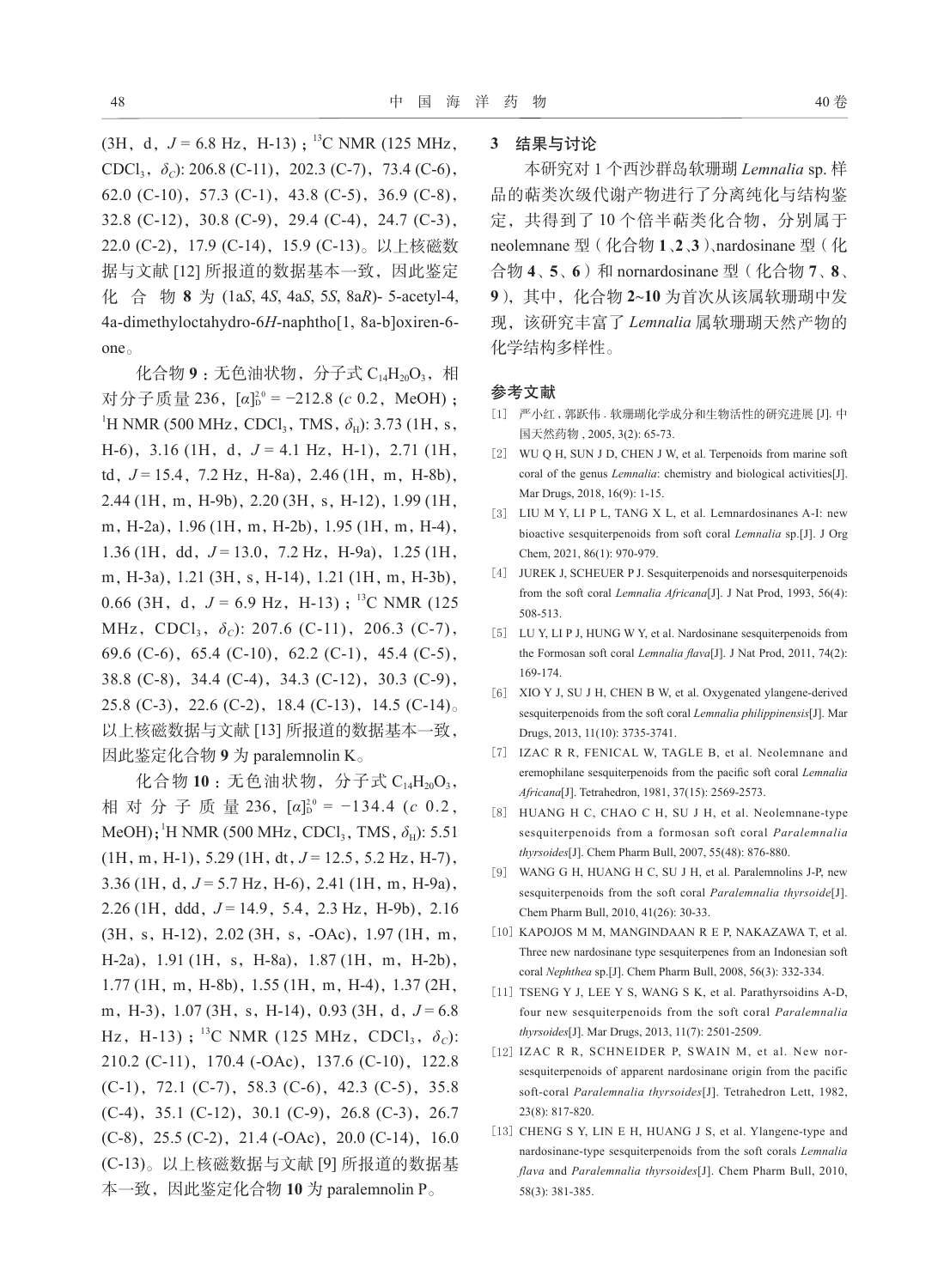(3H, d, $J$ = 6.8 Hz, H-13); $^{13}$C NMR (125 MHz, $CDCl_3$, $\delta_C$): 206.8 (C-11), 202.3 (C-7), 73.4 (C-6), 62.0 (C-10), 57.3 (C-1), 43.8 (C-5), 36.9 (C-8), 32.8 (C-12), 30.8 (C-9), 29.4 (C-4), 24.7 (C-3), 22.0 (C-2), 17.9 (C-14), 15.9 (C-13)。以上核磁数据与文献 [12] 所报道的数据基本一致，因此鉴定化合物 **8** 为 (1a*S*, 4*S*, 4a*S*, 5*S*, 8a*R*)- 5-acetyl-4, 4a-dimethyloctahydro-6*H*-naphtho[1, 8a-b]oxiren-6-one。

化合物 **9**：无色油状物，分子式 $C_{14}H_{20}O_3$，相对分子质量 236，$[\alpha]_D^{20}$ = −212.8 ($c$ 0.2, MeOH)；$^1$H NMR (500 MHz, $CDCl_3$, TMS, $\delta_H$): 3.73 (1H, s, H-6), 3.16 (1H, d, $J$ = 4.1 Hz, H-1), 2.71 (1H, td, $J$ = 15.4, 7.2 Hz, H-8a), 2.46 (1H, m, H-8b), 2.44 (1H, m, H-9b), 2.20 (3H, s, H-12), 1.99 (1H, m, H-2a), 1.96 (1H, m, H-2b), 1.95 (1H, m, H-4), 1.36 (1H, dd, $J$ = 13.0, 7.2 Hz, H-9a), 1.25 (1H, m, H-3a), 1.21 (3H, s, H-14), 1.21 (1H, m, H-3b), 0.66 (3H, d, $J$ = 6.9 Hz, H-13); $^{13}$C NMR (125 MHz, $CDCl_3$, $\delta_C$): 207.6 (C-11), 206.3 (C-7), 69.6 (C-6), 65.4 (C-10), 62.2 (C-1), 45.4 (C-5), 38.8 (C-8), 34.4 (C-4), 34.3 (C-12), 30.3 (C-9), 25.8 (C-3), 22.6 (C-2), 18.4 (C-13), 14.5 (C-14)。以上核磁数据与文献 [13] 所报道的数据基本一致，因此鉴定化合物 **9** 为 paralemnolin K。

化合物 **10**：无色油状物，分子式 $C_{14}H_{20}O_3$，相对分子质量 236，$[\alpha]_D^{20}$ = −134.4 ($c$ 0.2, MeOH)；$^1$H NMR (500 MHz, $CDCl_3$, TMS, $\delta_H$): 5.51 (1H, m, H-1), 5.29 (1H, dt, $J$ = 12.5, 5.2 Hz, H-7), 3.36 (1H, d, $J$ = 5.7 Hz, H-6), 2.41 (1H, m, H-9a), 2.26 (1H, ddd, $J$ = 14.9, 5.4, 2.3 Hz, H-9b), 2.16 (3H, s, H-12), 2.02 (3H, s, -OAc), 1.97 (1H, m, H-2a), 1.91 (1H, s, H-8a), 1.87 (1H, m, H-2b), 1.77 (1H, m, H-8b), 1.55 (1H, m, H-4), 1.37 (2H, m, H-3), 1.07 (3H, s, H-14), 0.93 (3H, d, $J$ = 6.8 Hz, H-13); $^{13}$C NMR (125 MHz, $CDCl_3$, $\delta_C$): 210.2 (C-11), 170.4 (-OAc), 137.6 (C-10), 122.8 (C-1), 72.1 (C-7), 58.3 (C-6), 42.3 (C-5), 35.8 (C-4), 35.1 (C-12), 30.1 (C-9), 26.8 (C-3), 26.7 (C-8), 25.5 (C-2), 21.4 (-OAc), 20.0 (C-14), 16.0 (C-13)。以上核磁数据与文献 [9] 所报道的数据基本一致，因此鉴定化合物 **10** 为 paralemnolin P。

## 3 结果与讨论

本研究对 1 个西沙群岛软珊瑚 *Lemnalia* sp. 样品的萜类次级代谢产物进行了分离纯化与结构鉴定，共得到了 10 个倍半萜类化合物，分别属于 neolemnane 型（化合物 **1**、**2**、**3**）、nardosinane 型（化合物 **4**、**5**、**6**）和 nornardosinane 型（化合物 **7**、**8**、**9**），其中，化合物 **2~10** 为首次从该属软珊瑚中发现，该研究丰富了 *Lemnalia* 属软珊瑚天然产物的化学结构多样性。

## 参考文献

[1] 严小红，郭跃伟 . 软珊瑚化学成分和生物活性的研究进展 [J]. 中国天然药物 , 2005, 3(2): 65-73.

[2] WU Q H, SUN J D, CHEN J W, et al. Terpenoids from marine soft coral of the genus *Lemnalia*: chemistry and biological activities[J]. Mar Drugs, 2018, 16(9): 1-15.

[3] LIU M Y, LI P L, TANG X L, et al. Lemnardosinanes A-I: new bioactive sesquiterpenoids from soft coral *Lemnalia* sp.[J]. J Org Chem, 2021, 86(1): 970-979.

[4] JUREK J, SCHEUER P J. Sesquiterpenoids and norsesquiterpenoids from the soft coral *Lemnalia Africana*[J]. J Nat Prod, 1993, 56(4): 508-513.

[5] LU Y, LI P J, HUNG W Y, et al. Nardosinane sesquiterpenoids from the Formosan soft coral *Lemnalia flava*[J]. J Nat Prod, 2011, 74(2): 169-174.

[6] XIO Y J, SU J H, CHEN B W, et al. Oxygenated ylangene-derived sesquiterpenoids from the soft coral *Lemnalia philippinensis*[J]. Mar Drugs, 2013, 11(10): 3735-3741.

[7] IZAC R R, FENICAL W, TAGLE B, et al. Neolemnane and eremophilane sesquiterpenoids from the pacific soft coral *Lemnalia Africana*[J]. Tetrahedron, 1981, 37(15): 2569-2573.

[8] HUANG H C, CHAO C H, SU J H, et al. Neolemnane-type sesquiterpenoids from a formosan soft coral *Paralemnalia thyrsoides*[J]. Chem Pharm Bull, 2007, 55(48): 876-880.

[9] WANG G H, HUANG H C, SU J H, et al. Paralemnolins J-P, new sesquiterpenoids from the soft coral *Paralemnalia thyrsoide*[J]. Chem Pharm Bull, 2010, 41(26): 30-33.

[10] KAPOJOS M M, MANGINDAAN R E P, NAKAZAWA T, et al. Three new nardosinane type sesquiterpenes from an Indonesian soft coral *Nephthea* sp.[J]. Chem Pharm Bull, 2008, 56(3): 332-334.

[11] TSENG Y J, LEE Y S, WANG S K, et al. Parathyrsoidins A-D, four new sesquiterpenoids from the soft coral *Paralemnalia thyrsoides*[J]. Mar Drugs, 2013, 11(7): 2501-2509.

[12] IZAC R R, SCHNEIDER P, SWAIN M, et al. New nor-sesquiterpenoids of apparent nardosinane origin from the pacific soft-coral *Paralemnalia thyrsoides*[J]. Tetrahedron Lett, 1982, 23(8): 817-820.

[13] CHENG S Y, LIN E H, HUANG J S, et al. Ylangene-type and nardosinane-type sesquiterpenoids from the soft corals *Lemnalia flava* and *Paralemnalia thyrsoides*[J]. Chem Pharm Bull, 2010, 58(3): 381-385.